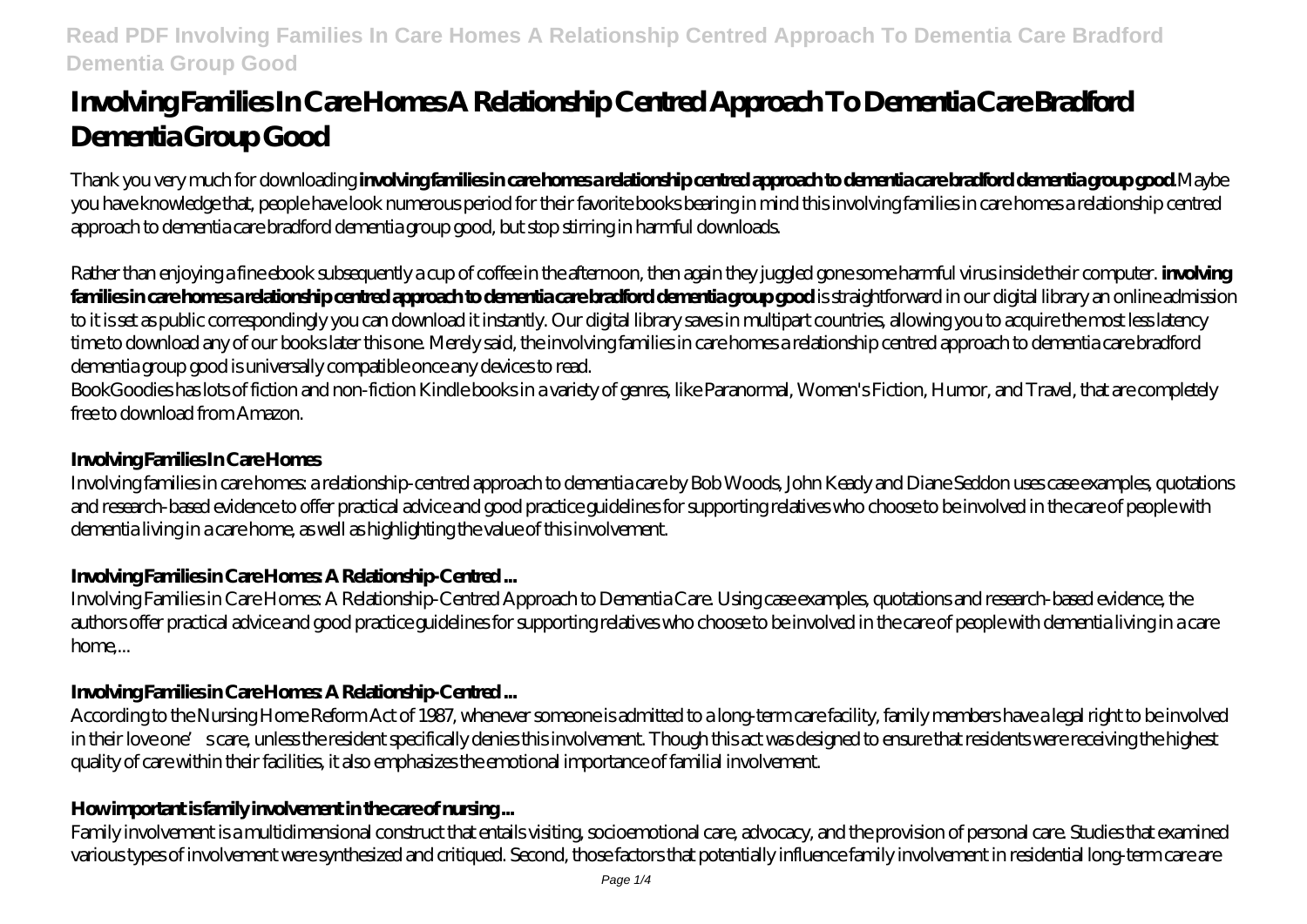# Involving Families In Care Homes A Relationship Centred Approach To Dementia Care Bradford Dementia Group Good

Thank you very much for downloading **involving families in care homes a relationship centred approach to dementia care bradford dementia group good**.Maybe you have knowledge that, people have look numerous period for their favorite books bearing in mind this involving families in care homes a relationship centred approach to dementia care bradford dementia group good, but stop stirring in harmful downloads.

Rather than enjoying a fine ebook subsequently a cup of coffee in the afternoon, then again they juggled gone some harmful virus inside their computer. **involving families in care homes a relationship centred approach to dementia care bradford dementia group good** is straightforward in our digital library an online admission to it is set as public correspondingly you can download it instantly. Our digital library saves in multipart countries, allowing you to acquire the most less latency time to download any of our books later this one. Merely said, the involving families in care homes a relationship centred approach to dementia care bradford dementia group good is universally compatible once any devices to read.

BookGoodies has lots of fiction and non-fiction Kindle books in a variety of genres, like Paranormal, Women's Fiction, Humor, and Travel, that are completely free to download from Amazon.

### **Involving Families In Care Homes**

Involving families in care homes: a relationship-centred approach to dementia care by Bob Woods, John Keady and Diane Seddon uses case examples, quotations and research-based evidence to offer practical advice and good practice guidelines for supporting relatives who choose to be involved in the care of people with dementia living in a care home, as well as highlighting the value of this involvement.

### **Involving Families in Care Homes: A Relationship-Centred ...**

Involving Families in Care Homes: A Relationship-Centred Approach to Dementia Care. Using case examples, quotations and research-based evidence, the authors offer practical advice and good practice guidelines for supporting relatives who choose to be involved in the care of people with dementia living in a care home,...

### **Involving Families in Care Homes: A Relationship-Centred ...**

According to the Nursing Home Reform Act of 1987, whenever someone is admitted to a long-term care facility, family members have a legal right to be involved in their love one's care, unless the resident specifically denies this involvement. Though this act was designed to ensure that residents were receiving the highest quality of care within their facilities, it also emphasizes the emotional importance of familial involvement.

### **How important is family involvement in the care of nursing ...**

Family involvement is a multidimensional construct that entails visiting, socioemotional care, advocacy, and the provision of personal care. Studies that examined various types of involvement were synthesized and critiqued. Second, those factors that potentially influence family involvement in residential long-term care are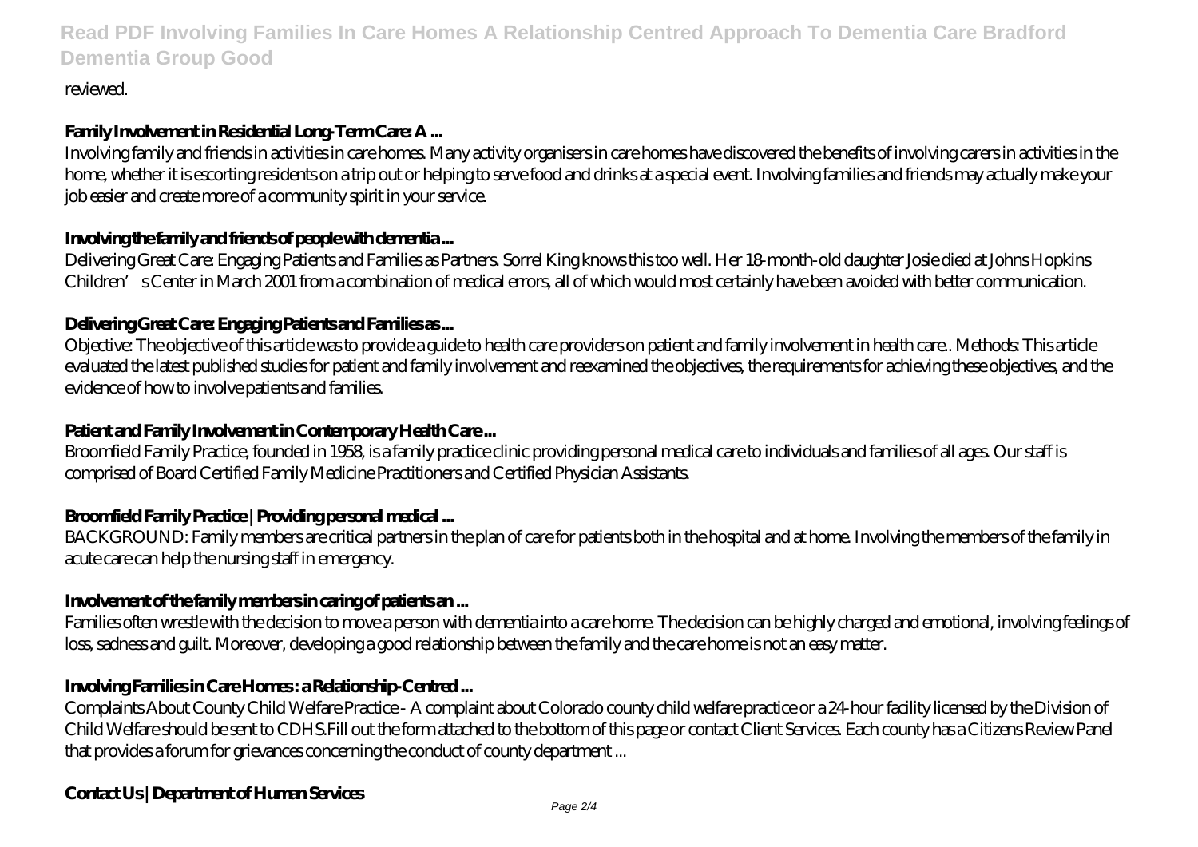reviewed.

### Family Involvement in Residential Long-Term Care: A ...

Involving family and friends in activities in care homes. Many activity organisers in care homes have discovered the benefits of involving carers in activities in the home, whether it is escorting residents on a trip out or helping to serve food and drinks at a special event. Involving families and friends may actually make your job easier and create more of a community spirit in your service.

### Involving the family and friends of people with dementia ...

Delivering Great Care: Engaging Patients and Families as Partners. Sorrel King knows this too well. Her 18-month-old daughter Josie died at Johns Hopkins Children's Center in March 2001 from a combination of medical errors, all of which would most certainly have been avoided with better communication.

### Delivering Great Care: Engaging Patients and Families as ...

Objective: The objective of this article was to provide a guide to health care providers on patient and family involvement in health care.. Methods: This article evaluated the latest published studies for patient and family involvement and reexamined the objectives, the requirements for achieving these objectives, and the evidence of how to involve patients and families.

### Patient and Family Involvement in Contemporary Health Care ...

Broomfield Family Practice, founded in 1958, is a family practice clinic providing personal medical care to individuals and families of all ages. Our staff is comprised of Board Certified Family Medicine Practitioners and Certified Physician Assistants.

### Broomfield Family Practice | Providing personal medical ...

BACKGROUND: Family members are critical partners in the plan of care for patients both in the hospital and at home. Involving the members of the family in acute care can help the nursing staff in emergency.

### Involvement of the family members in caring of patients an ...

Families often wrestle with the decision to move a person with dementia into a care home. The decision can be highly charged and emotional, involving feelings of loss, sadness and guilt. Moreover, developing a good relationship between the family and the care home is not an easy matter.

### Involving Families in Care Homes : a Relationship-Centred ...

Complaints About County Child Welfare Practice - A complaint about Colorado county child welfare practice or a 24-hour facility licensed by the Division of Child Welfare should be sent to CDHS.Fill out the form attached to the bottom of this page or contact Client Services. Each county has a Citizens Review Panel that provides a forum for grievances concerning the conduct of county department ...

### Contact Us | Department of Human Services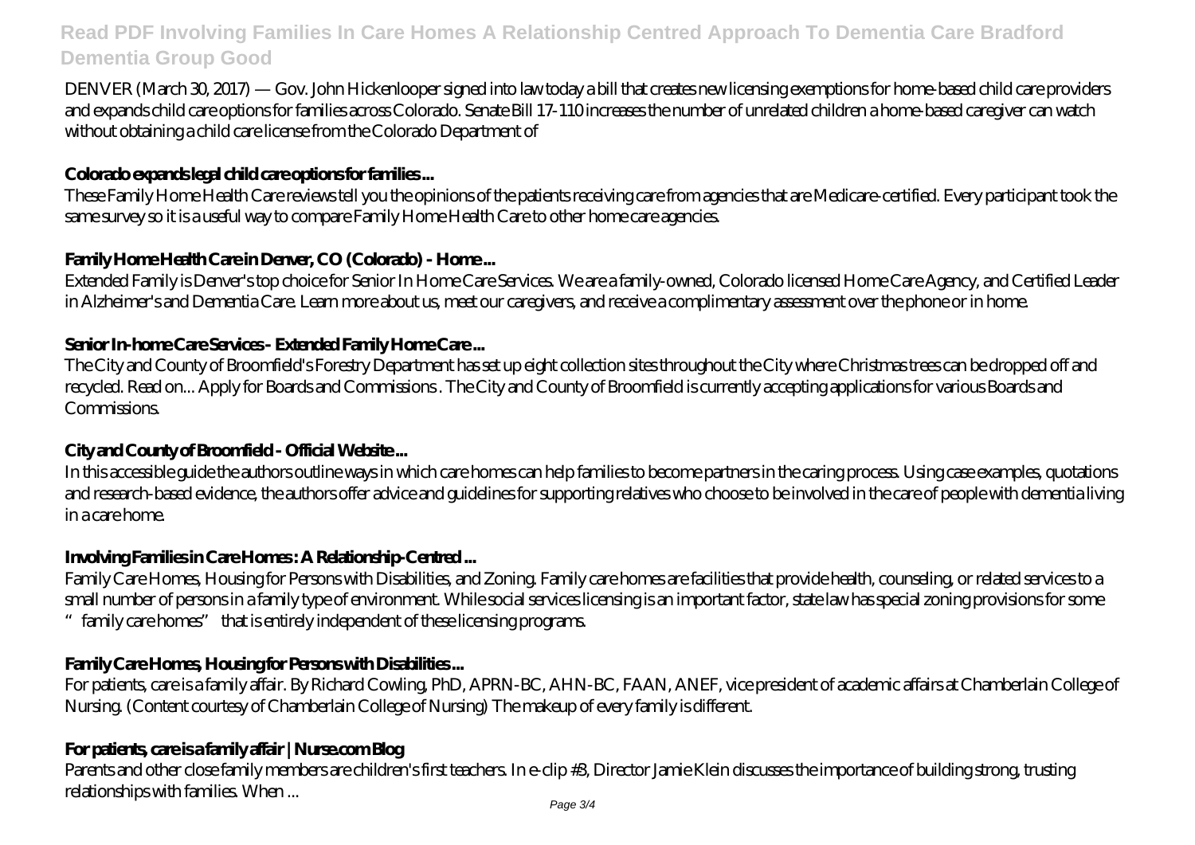DENVER (March 30, 2017) — Gov. John Hickenlooper signed into law today a bill that creates new licensing exemptions for home-based child care providers and expands child care options for families across Colorado. Senate Bill 17-110 increases the number of unrelated children a home-based caregiver can watch without obtaining a child care license from the Colorado Department of

**Colorado expands legal child care options for families ...**

These Family Home Health Care reviews tell you the opinions of the patients receiving care from agencies that are Medicare-certified. Every participant took the same survey so it is a useful way to compare Family Home Health Care to other home care agencies.

**Family Home Health Care in Denver, CO (Colorado) - Home ...**

Extended Family is Denver's top choice for Senior In Home Care Services. We are a family-owned, Colorado licensed Home Care Agency, and Certified Leader in Alzheimer's and Dementia Care. Learn more about us, meet our caregivers, and receive a complimentary assessment over the phone or in home.

**Senior In-home Care Services - Extended Family Home Care ...**

The City and County of Broomfield's Forestry Department has set up eight collection sites throughout the City where Christmas trees can be dropped off and recycled. Read on... Apply for Boards and Commissions . The City and County of Broomfield is currently accepting applications for various Boards and Commissions.

**City and County of Broomfield - Official Website ...**

In this accessible guide the authors outline ways in which care homes can help families to become partners in the caring process. Using case examples, quotations and research-based evidence, the authors offer advice and guidelines for supporting relatives who choose to be involved in the care of people with dementia living in a care home.

**Involving Families in Care Homes : A Relationship-Centred ...**

Family Care Homes, Housing for Persons with Disabilities, and Zoning. Family care homes are facilities that provide health, counseling, or related services to a small number of persons in a family type of environment. While social services licensing is an important factor, state law has special zoning provisions for some "family care homes" that is entirely independent of these licensing programs.

**Family Care Homes, Housing for Persons with Disabilities ...**

For patients, care is a family affair. By Richard Cowling, PhD, APRN-BC, AHN-BC, FAAN, ANEF, vice president of academic affairs at Chamberlain College of Nursing. (Content courtesy of Chamberlain College of Nursing) The makeup of every family is different.

**For patients, care is a family affair | Nurse.com Blog**

Parents and other close family members are children's first teachers. In e-clip #3, Director Jamie Klein discusses the importance of building strong, trusting relationships with families. When ...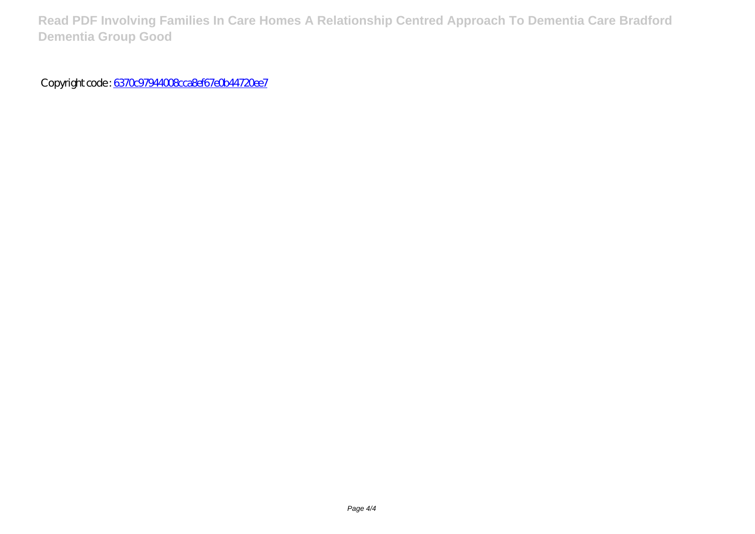Copyright code : [6370c97944008cca8ef67e0b44720ee7](6370c97944008cca8ef67e0b44720ee7)